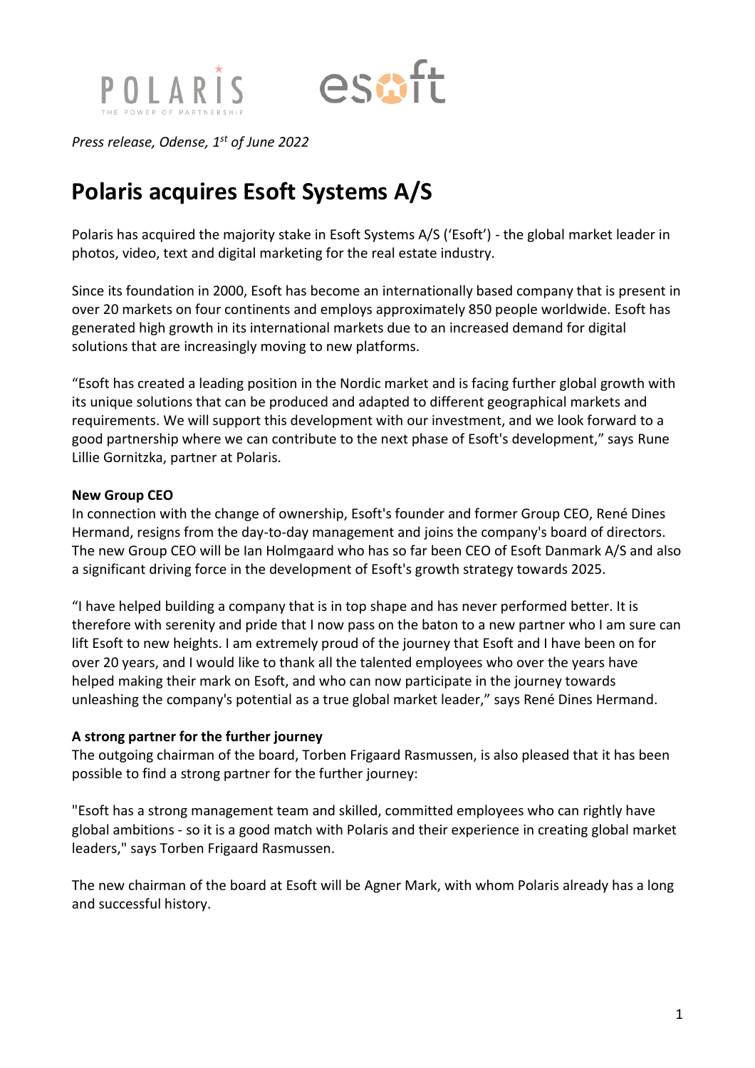*Press release, Odense, 1st of June 2022*

# Polaris acquires Esoft Systems A/S

Polaris has acquired the majority stake in Esoft Systems A/S ('Esoft') - the global market leader in photos, video, text and digital marketing for the real estate industry.

Since its foundation in 2000, Esoft has become an internationally based company that is present in over 20 markets on four continents and employs approximately 850 people worldwide. Esoft has generated high growth in its international markets due to an increased demand for digital solutions that are increasingly moving to new platforms.

"Esoft has created a leading position in the Nordic market and is facing further global growth with its unique solutions that can be produced and adapted to different geographical markets and requirements. We will support this development with our investment, and we look forward to a good partnership where we can contribute to the next phase of Esoft's development," says Rune Lillie Gornitzka, partner at Polaris.

**New Group CEO**

In connection with the change of ownership, Esoft's founder and former Group CEO, René Dines Hermand, resigns from the day-to-day management and joins the company's board of directors. The new Group CEO will be Ian Holmgaard who has so far been CEO of Esoft Danmark A/S and also a significant driving force in the development of Esoft's growth strategy towards 2025.

"I have helped building a company that is in top shape and has never performed better. It is therefore with serenity and pride that I now pass on the baton to a new partner who I am sure can lift Esoft to new heights. I am extremely proud of the journey that Esoft and I have been on for over 20 years, and I would like to thank all the talented employees who over the years have helped making their mark on Esoft, and who can now participate in the journey towards unleashing the company's potential as a true global market leader," says René Dines Hermand.

**A strong partner for the further journey**

The outgoing chairman of the board, Torben Frigaard Rasmussen, is also pleased that it has been possible to find a strong partner for the further journey:

"Esoft has a strong management team and skilled, committed employees who can rightly have global ambitions - so it is a good match with Polaris and their experience in creating global market leaders," says Torben Frigaard Rasmussen.

The new chairman of the board at Esoft will be Agner Mark, with whom Polaris already has a long and successful history.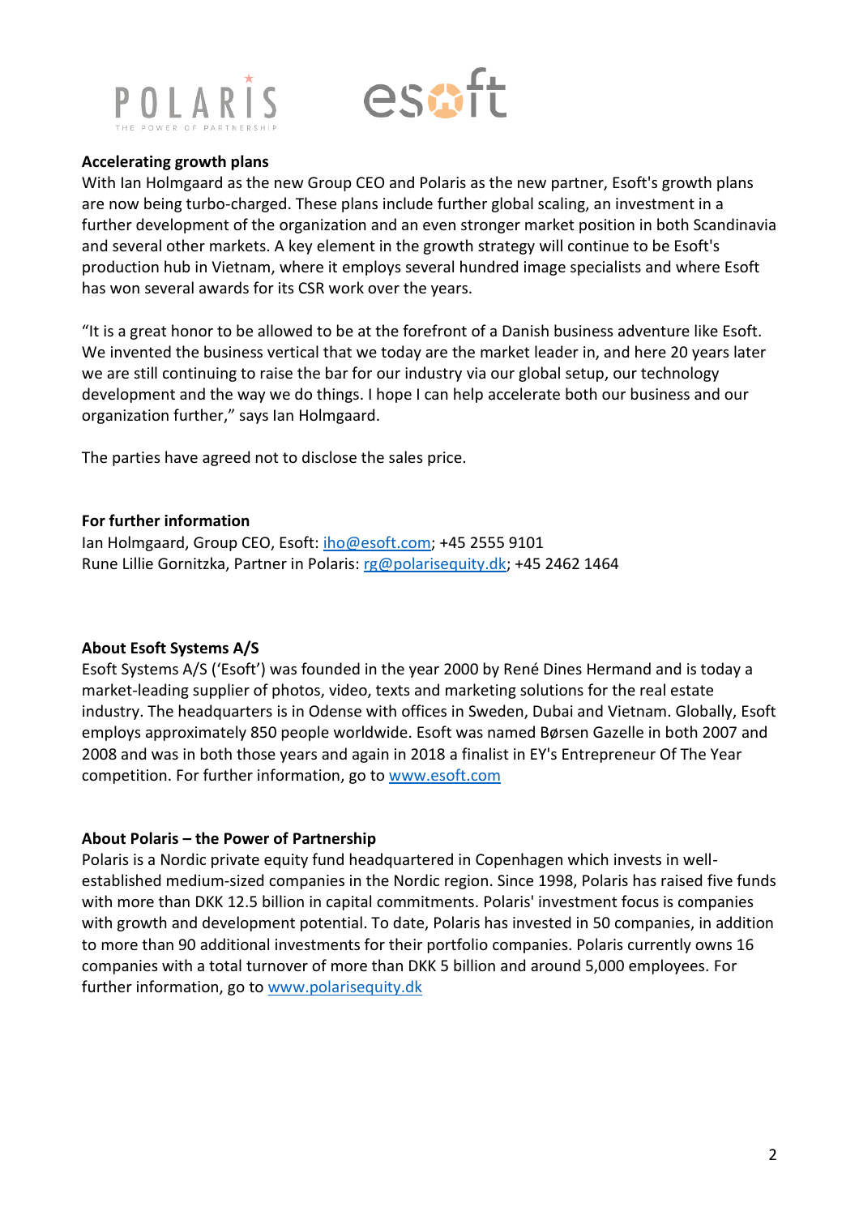**Accelerating growth plans**

With Ian Holmgaard as the new Group CEO and Polaris as the new partner, Esoft's growth plans are now being turbo-charged. These plans include further global scaling, an investment in a further development of the organization and an even stronger market position in both Scandinavia and several other markets. A key element in the growth strategy will continue to be Esoft's production hub in Vietnam, where it employs several hundred image specialists and where Esoft has won several awards for its CSR work over the years.

"It is a great honor to be allowed to be at the forefront of a Danish business adventure like Esoft. We invented the business vertical that we today are the market leader in, and here 20 years later we are still continuing to raise the bar for our industry via our global setup, our technology development and the way we do things. I hope I can help accelerate both our business and our organization further," says Ian Holmgaard.

The parties have agreed not to disclose the sales price.

**For further information**

Ian Holmgaard, Group CEO, Esoft: iho@esoft.com; +45 2555 9101
Rune Lillie Gornitzka, Partner in Polaris: rg@polarisequity.dk; +45 2462 1464

**About Esoft Systems A/S**

Esoft Systems A/S ('Esoft') was founded in the year 2000 by René Dines Hermand and is today a market-leading supplier of photos, video, texts and marketing solutions for the real estate industry. The headquarters is in Odense with offices in Sweden, Dubai and Vietnam. Globally, Esoft employs approximately 850 people worldwide. Esoft was named Børsen Gazelle in both 2007 and 2008 and was in both those years and again in 2018 a finalist in EY's Entrepreneur Of The Year competition. For further information, go to www.esoft.com

**About Polaris – the Power of Partnership**

Polaris is a Nordic private equity fund headquartered in Copenhagen which invests in well-established medium-sized companies in the Nordic region. Since 1998, Polaris has raised five funds with more than DKK 12.5 billion in capital commitments. Polaris' investment focus is companies with growth and development potential. To date, Polaris has invested in 50 companies, in addition to more than 90 additional investments for their portfolio companies. Polaris currently owns 16 companies with a total turnover of more than DKK 5 billion and around 5,000 employees. For further information, go to www.polarisequity.dk